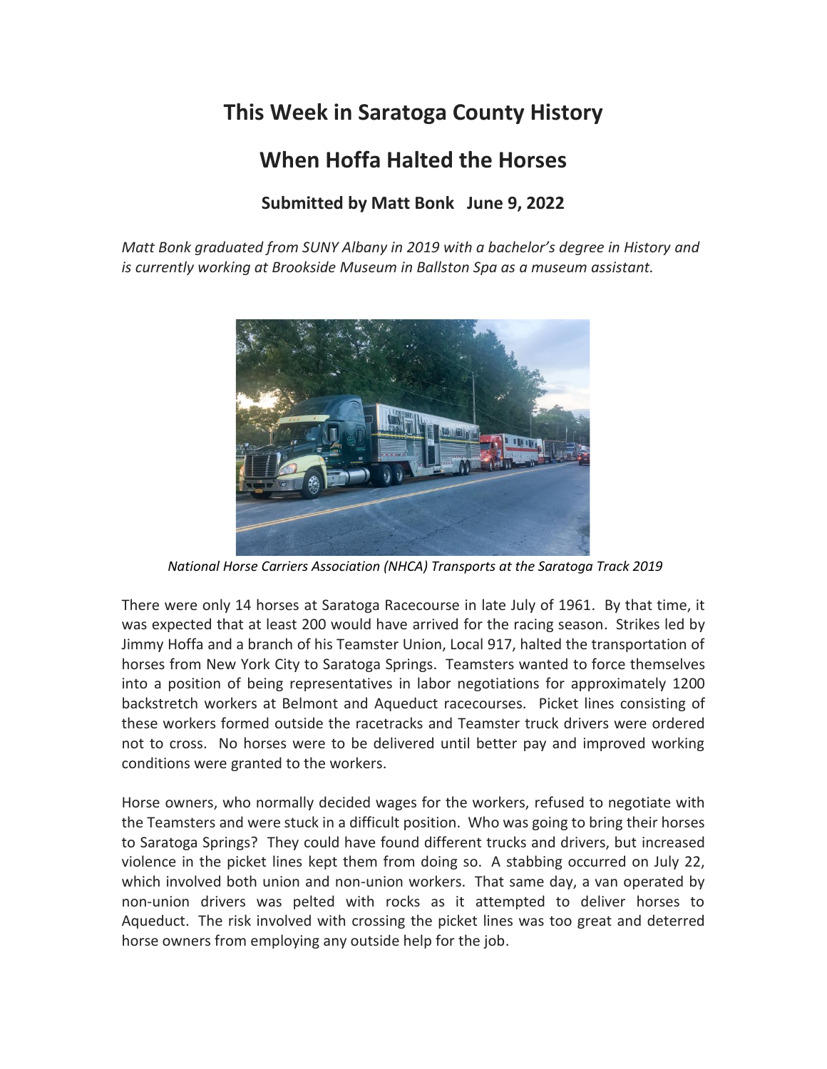# This Week in Saratoga County History

## When Hoffa Halted the Horses

### Submitted by Matt Bonk June 9, 2022

*Matt Bonk graduated from SUNY Albany in 2019 with a bachelor's degree in History and is currently working at Brookside Museum in Ballston Spa as a museum assistant.*

*National Horse Carriers Association (NHCA) Transports at the Saratoga Track 2019*

There were only 14 horses at Saratoga Racecourse in late July of 1961. By that time, it was expected that at least 200 would have arrived for the racing season. Strikes led by Jimmy Hoffa and a branch of his Teamster Union, Local 917, halted the transportation of horses from New York City to Saratoga Springs. Teamsters wanted to force themselves into a position of being representatives in labor negotiations for approximately 1200 backstretch workers at Belmont and Aqueduct racecourses. Picket lines consisting of these workers formed outside the racetracks and Teamster truck drivers were ordered not to cross. No horses were to be delivered until better pay and improved working conditions were granted to the workers.

Horse owners, who normally decided wages for the workers, refused to negotiate with the Teamsters and were stuck in a difficult position. Who was going to bring their horses to Saratoga Springs? They could have found different trucks and drivers, but increased violence in the picket lines kept them from doing so. A stabbing occurred on July 22, which involved both union and non-union workers. That same day, a van operated by non-union drivers was pelted with rocks as it attempted to deliver horses to Aqueduct. The risk involved with crossing the picket lines was too great and deterred horse owners from employing any outside help for the job.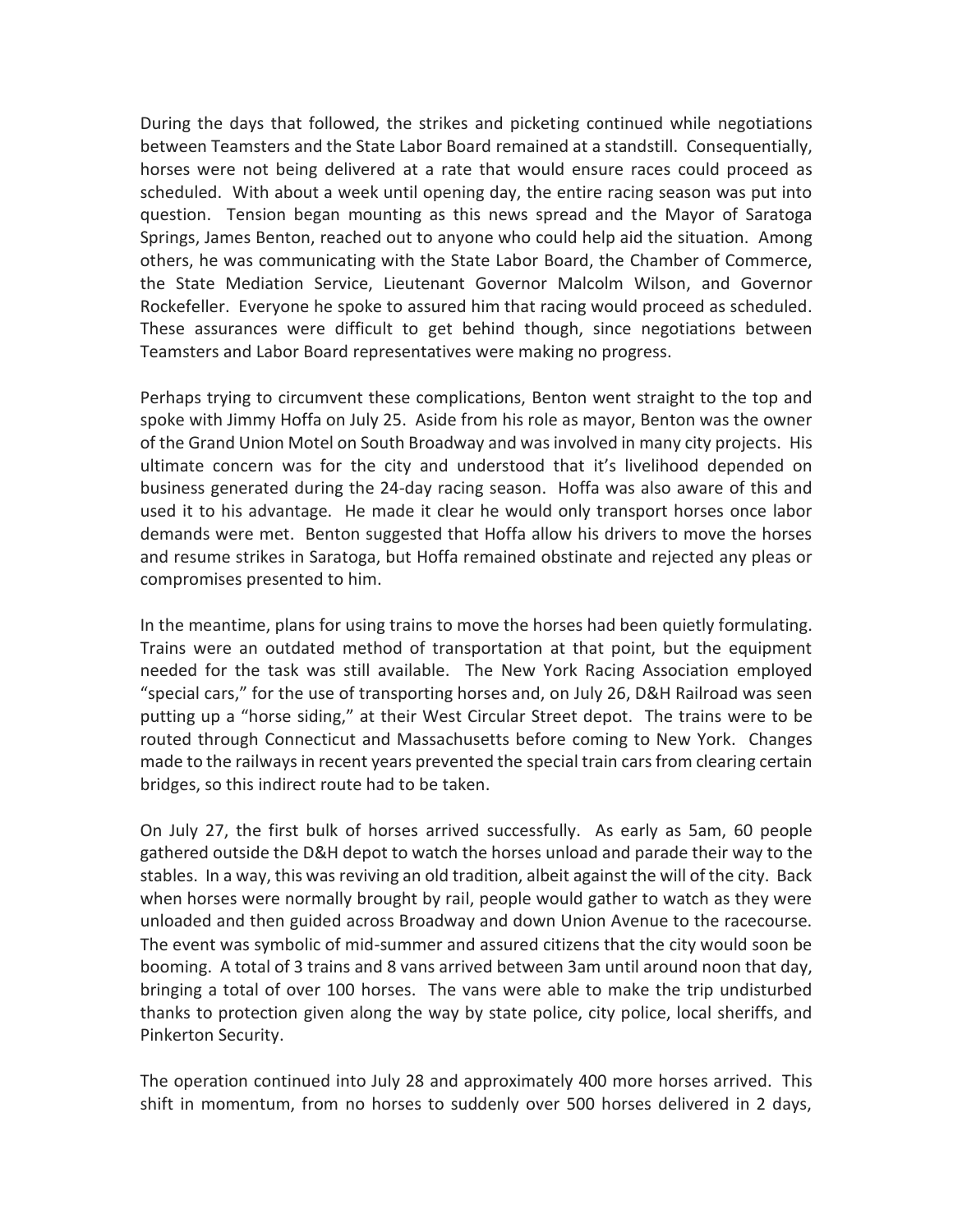During the days that followed, the strikes and picketing continued while negotiations between Teamsters and the State Labor Board remained at a standstill. Consequentially, horses were not being delivered at a rate that would ensure races could proceed as scheduled. With about a week until opening day, the entire racing season was put into question. Tension began mounting as this news spread and the Mayor of Saratoga Springs, James Benton, reached out to anyone who could help aid the situation. Among others, he was communicating with the State Labor Board, the Chamber of Commerce, the State Mediation Service, Lieutenant Governor Malcolm Wilson, and Governor Rockefeller. Everyone he spoke to assured him that racing would proceed as scheduled. These assurances were difficult to get behind though, since negotiations between Teamsters and Labor Board representatives were making no progress.

Perhaps trying to circumvent these complications, Benton went straight to the top and spoke with Jimmy Hoffa on July 25. Aside from his role as mayor, Benton was the owner of the Grand Union Motel on South Broadway and was involved in many city projects. His ultimate concern was for the city and understood that it's livelihood depended on business generated during the 24-day racing season. Hoffa was also aware of this and used it to his advantage. He made it clear he would only transport horses once labor demands were met. Benton suggested that Hoffa allow his drivers to move the horses and resume strikes in Saratoga, but Hoffa remained obstinate and rejected any pleas or compromises presented to him.

In the meantime, plans for using trains to move the horses had been quietly formulating. Trains were an outdated method of transportation at that point, but the equipment needed for the task was still available. The New York Racing Association employed "special cars," for the use of transporting horses and, on July 26, D&H Railroad was seen putting up a "horse siding," at their West Circular Street depot. The trains were to be routed through Connecticut and Massachusetts before coming to New York. Changes made to the railways in recent years prevented the special train cars from clearing certain bridges, so this indirect route had to be taken.

On July 27, the first bulk of horses arrived successfully. As early as 5am, 60 people gathered outside the D&H depot to watch the horses unload and parade their way to the stables. In a way, this was reviving an old tradition, albeit against the will of the city. Back when horses were normally brought by rail, people would gather to watch as they were unloaded and then guided across Broadway and down Union Avenue to the racecourse. The event was symbolic of mid-summer and assured citizens that the city would soon be booming. A total of 3 trains and 8 vans arrived between 3am until around noon that day, bringing a total of over 100 horses. The vans were able to make the trip undisturbed thanks to protection given along the way by state police, city police, local sheriffs, and Pinkerton Security.

The operation continued into July 28 and approximately 400 more horses arrived. This shift in momentum, from no horses to suddenly over 500 horses delivered in 2 days,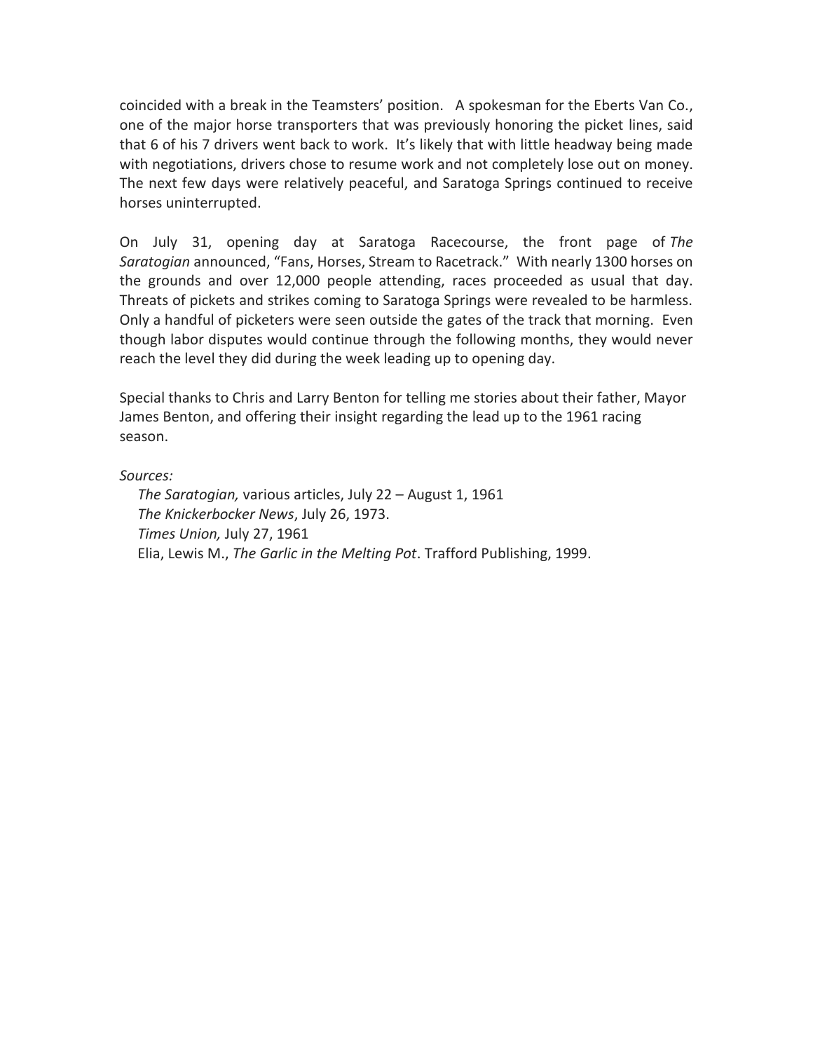coincided with a break in the Teamsters' position. A spokesman for the Eberts Van Co., one of the major horse transporters that was previously honoring the picket lines, said that 6 of his 7 drivers went back to work. It's likely that with little headway being made with negotiations, drivers chose to resume work and not completely lose out on money. The next few days were relatively peaceful, and Saratoga Springs continued to receive horses uninterrupted.

On July 31, opening day at Saratoga Racecourse, the front page of *The Saratogian* announced, "Fans, Horses, Stream to Racetrack." With nearly 1300 horses on the grounds and over 12,000 people attending, races proceeded as usual that day. Threats of pickets and strikes coming to Saratoga Springs were revealed to be harmless. Only a handful of picketers were seen outside the gates of the track that morning. Even though labor disputes would continue through the following months, they would never reach the level they did during the week leading up to opening day.

Special thanks to Chris and Larry Benton for telling me stories about their father, Mayor James Benton, and offering their insight regarding the lead up to the 1961 racing season.

*Sources:*

*The Saratogian,* various articles, July 22 – August 1, 1961
*The Knickerbocker News*, July 26, 1973.
*Times Union,* July 27, 1961
Elia, Lewis M., *The Garlic in the Melting Pot*. Trafford Publishing, 1999.